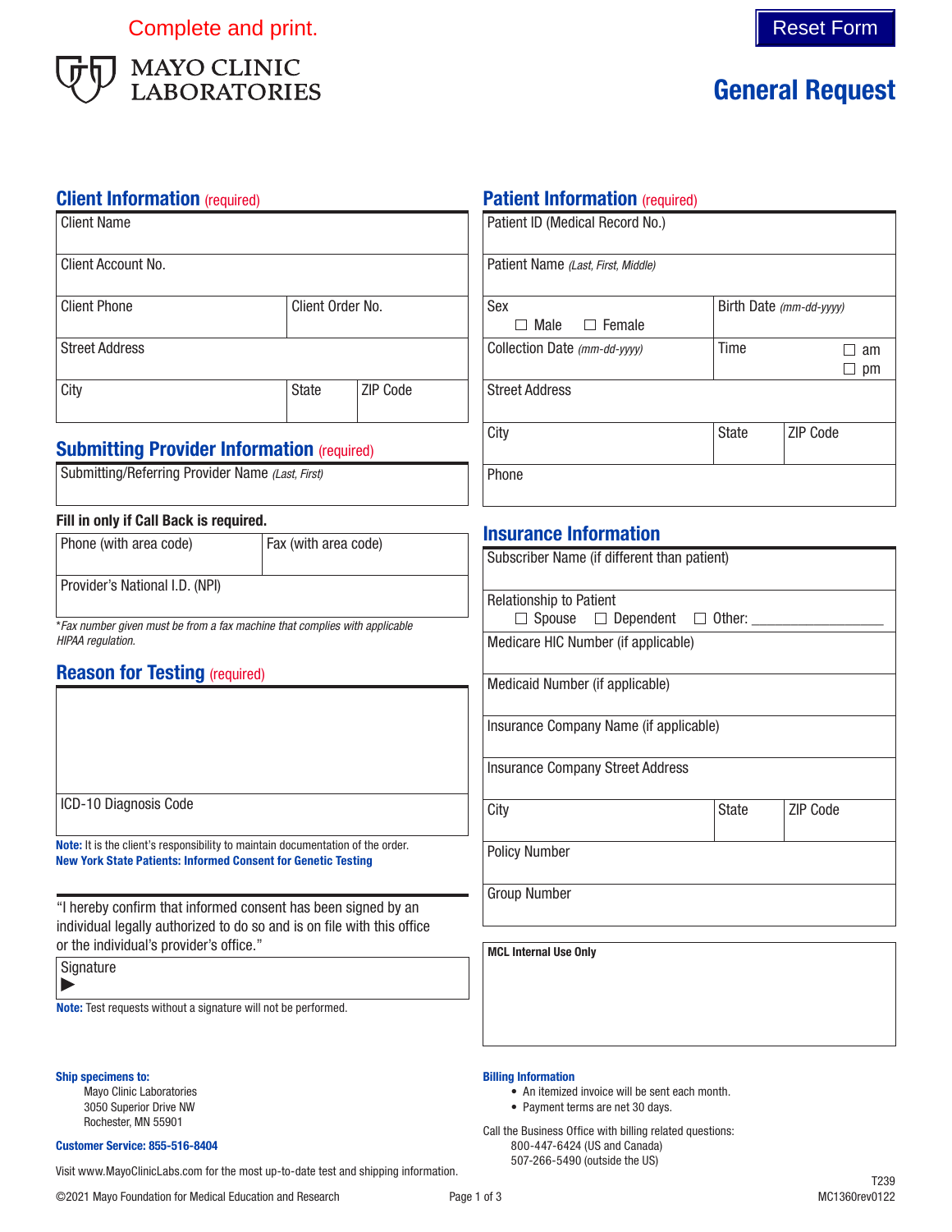Complete and print.

Reset Form

MAYO CLINIC LABORATORIES

# General Request

## Client Information (required)

| Client Name | | |
|---|---|---|
| Client Account No. | | |
| Client Phone | Client Order No. | |
| Street Address | | |
| City | State | ZIP Code |

## Submitting Provider Information (required)

Submitting/Referring Provider Name *(Last, First)*

**Fill in only if Call Back is required.**

| Phone (with area code) | Fax (with area code) |
|---|---|
| Provider's National I.D. (NPI) | |

*\*Fax number given must be from a fax machine that complies with applicable HIPAA regulation.*

## Reason for Testing (required)

ICD-10 Diagnosis Code

**Note:** It is the client's responsibility to maintain documentation of the order.

**New York State Patients: Informed Consent for Genetic Testing**

"I hereby confirm that informed consent has been signed by an individual legally authorized to do so and is on file with this office or the individual's provider's office."

Signature
▶

**Note:** Test requests without a signature will not be performed.

## Patient Information (required)

| Patient ID (Medical Record No.) | | |
|---|---|---|
| Patient Name *(Last, First, Middle)* | | |
| Sex ☐ Male ☐ Female | Birth Date *(mm-dd-yyyy)* | |
| Collection Date *(mm-dd-yyyy)* | Time ☐ am ☐ pm | |
| Street Address | | |
| City | State | ZIP Code |
| Phone | | |

## Insurance Information

| Subscriber Name (if different than patient) | | |
|---|---|---|
| Relationship to Patient ☐ Spouse ☐ Dependent ☐ Other: ________________ | | |
| Medicare HIC Number (if applicable) | | |
| Medicaid Number (if applicable) | | |
| Insurance Company Name (if applicable) | | |
| Insurance Company Street Address | | |
| City | State | ZIP Code |
| Policy Number | | |
| Group Number | | |

**MCL Internal Use Only**

**Ship specimens to:**
Mayo Clinic Laboratories
3050 Superior Drive NW
Rochester, MN 55901

**Customer Service: 855-516-8404**

Visit www.MayoClinicLabs.com for the most up-to-date test and shipping information.

**Billing Information**

- An itemized invoice will be sent each month.
- Payment terms are net 30 days.

Call the Business Office with billing related questions:
800-447-6424 (US and Canada)
507-266-5490 (outside the US)

©2021 Mayo Foundation for Medical Education and Research

T239
MC1360rev0122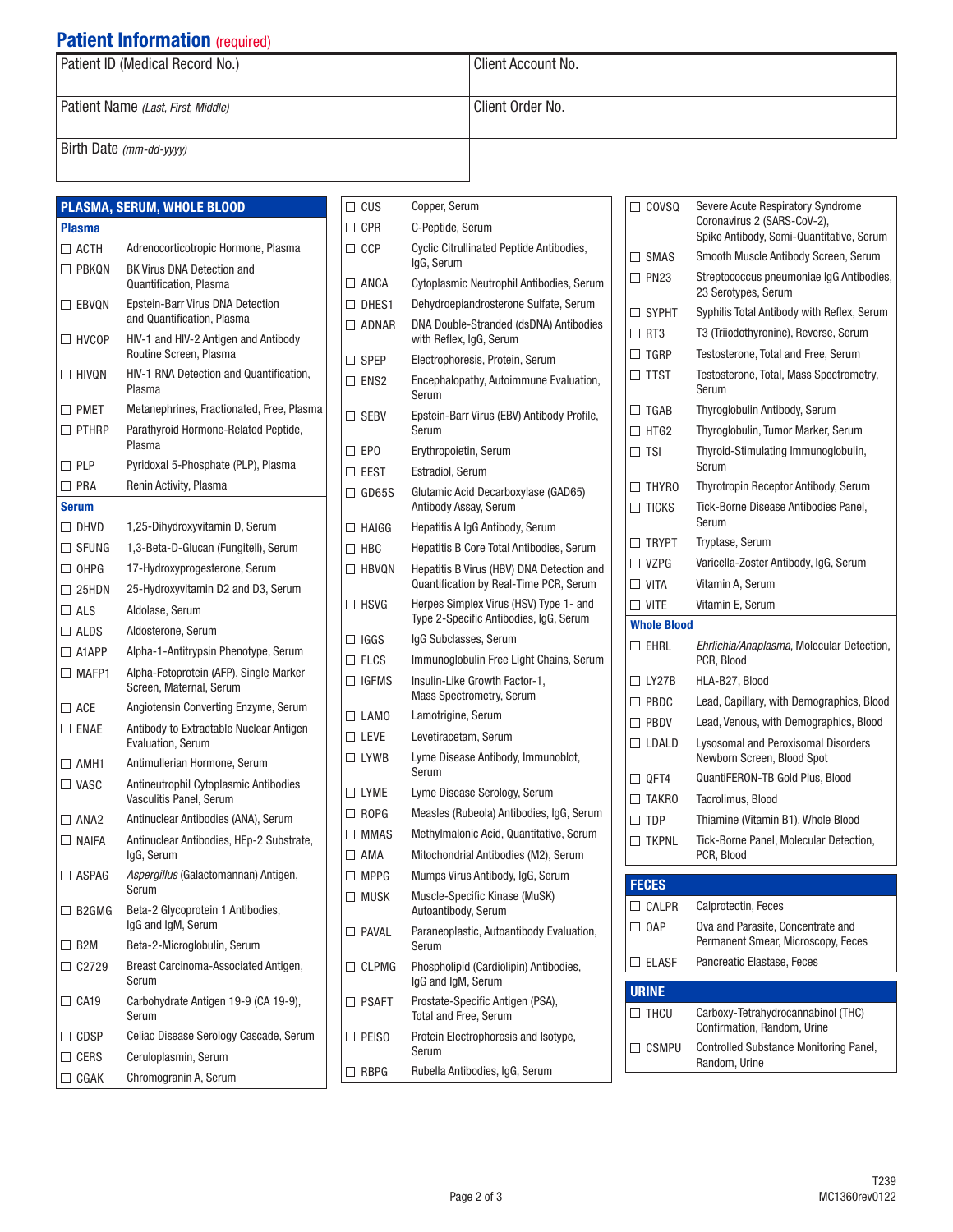## Patient Information (required)

| Patient ID (Medical Record No.) | Client Account No. |
|---|---|
| Patient Name *(Last, First, Middle)* | Client Order No. |
| Birth Date *(mm-dd-yyyy)* | |

## PLASMA, SERUM, WHOLE BLOOD

### Plasma

- ☐ ACTH — Adrenocorticotropic Hormone, Plasma
- ☐ PBKQN — BK Virus DNA Detection and Quantification, Plasma
- ☐ EBVQN — Epstein-Barr Virus DNA Detection and Quantification, Plasma
- ☐ HVCOP — HIV-1 and HIV-2 Antigen and Antibody Routine Screen, Plasma
- ☐ HIVQN — HIV-1 RNA Detection and Quantification, Plasma
- ☐ PMET — Metanephrines, Fractionated, Free, Plasma
- ☐ PTHRP — Parathyroid Hormone-Related Peptide, Plasma
- ☐ PLP — Pyridoxal 5-Phosphate (PLP), Plasma
- ☐ PRA — Renin Activity, Plasma

### Serum

- ☐ DHVD — 1,25-Dihydroxyvitamin D, Serum
- ☐ SFUNG — 1,3-Beta-D-Glucan (Fungitell), Serum
- ☐ OHPG — 17-Hydroxyprogesterone, Serum
- ☐ 25HDN — 25-Hydroxyvitamin D2 and D3, Serum
- ☐ ALS — Aldolase, Serum
- ☐ ALDS — Aldosterone, Serum
- ☐ A1APP — Alpha-1-Antitrypsin Phenotype, Serum
- ☐ MAFP1 — Alpha-Fetoprotein (AFP), Single Marker Screen, Maternal, Serum
- ☐ ACE — Angiotensin Converting Enzyme, Serum
- ☐ ENAE — Antibody to Extractable Nuclear Antigen Evaluation, Serum
- ☐ AMH1 — Antimullerian Hormone, Serum
- ☐ VASC — Antineutrophil Cytoplasmic Antibodies Vasculitis Panel, Serum
- ☐ ANA2 — Antinuclear Antibodies (ANA), Serum
- ☐ NAIFA — Antinuclear Antibodies, HEp-2 Substrate, IgG, Serum
- ☐ ASPAG — *Aspergillus* (Galactomannan) Antigen, Serum
- ☐ B2GMG — Beta-2 Glycoprotein 1 Antibodies, IgG and IgM, Serum
- ☐ B2M — Beta-2-Microglobulin, Serum
- ☐ C2729 — Breast Carcinoma-Associated Antigen, Serum
- ☐ CA19 — Carbohydrate Antigen 19-9 (CA 19-9), Serum
- ☐ CDSP — Celiac Disease Serology Cascade, Serum
- ☐ CERS — Ceruloplasmin, Serum
- ☐ CGAK — Chromogranin A, Serum
- ☐ CUS — Copper, Serum
- ☐ CPR — C-Peptide, Serum
- ☐ CCP — Cyclic Citrullinated Peptide Antibodies, IgG, Serum
- ☐ ANCA — Cytoplasmic Neutrophil Antibodies, Serum
- ☐ DHES1 — Dehydroepiandrosterone Sulfate, Serum
- ☐ ADNAR — DNA Double-Stranded (dsDNA) Antibodies with Reflex, IgG, Serum
- ☐ SPEP — Electrophoresis, Protein, Serum
- ☐ ENS2 — Encephalopathy, Autoimmune Evaluation, Serum
- ☐ SEBV — Epstein-Barr Virus (EBV) Antibody Profile, Serum
- ☐ EPO — Erythropoietin, Serum
- ☐ EEST — Estradiol, Serum
- ☐ GD65S — Glutamic Acid Decarboxylase (GAD65) Antibody Assay, Serum
- ☐ HAIGG — Hepatitis A IgG Antibody, Serum
- ☐ HBC — Hepatitis B Core Total Antibodies, Serum
- ☐ HBVQN — Hepatitis B Virus (HBV) DNA Detection and Quantification by Real-Time PCR, Serum
- ☐ HSVG — Herpes Simplex Virus (HSV) Type 1- and Type 2-Specific Antibodies, IgG, Serum
- ☐ IGGS — IgG Subclasses, Serum
- ☐ FLCS — Immunoglobulin Free Light Chains, Serum
- ☐ IGFMS — Insulin-Like Growth Factor-1, Mass Spectrometry, Serum
- ☐ LAMO — Lamotrigine, Serum
- ☐ LEVE — Levetiracetam, Serum
- ☐ LYWB — Lyme Disease Antibody, Immunoblot, Serum
- ☐ LYME — Lyme Disease Serology, Serum
- ☐ ROPG — Measles (Rubeola) Antibodies, IgG, Serum
- ☐ MMAS — Methylmalonic Acid, Quantitative, Serum
- ☐ AMA — Mitochondrial Antibodies (M2), Serum
- ☐ MPPG — Mumps Virus Antibody, IgG, Serum
- ☐ MUSK — Muscle-Specific Kinase (MuSK) Autoantibody, Serum
- ☐ PAVAL — Paraneoplastic, Autoantibody Evaluation, Serum
- ☐ CLPMG — Phospholipid (Cardiolipin) Antibodies, IgG and IgM, Serum
- ☐ PSAFT — Prostate-Specific Antigen (PSA), Total and Free, Serum
- ☐ PEISO — Protein Electrophoresis and Isotype, Serum
- ☐ RBPG — Rubella Antibodies, IgG, Serum
- ☐ COVSQ — Severe Acute Respiratory Syndrome Coronavirus 2 (SARS-CoV-2), Spike Antibody, Semi-Quantitative, Serum
- ☐ SMAS — Smooth Muscle Antibody Screen, Serum
- ☐ PN23 — Streptococcus pneumoniae IgG Antibodies, 23 Serotypes, Serum
- ☐ SYPHT — Syphilis Total Antibody with Reflex, Serum
- ☐ RT3 — T3 (Triiodothyronine), Reverse, Serum
- ☐ TGRP — Testosterone, Total and Free, Serum
- ☐ TTST — Testosterone, Total, Mass Spectrometry, Serum
- ☐ TGAB — Thyroglobulin Antibody, Serum
- ☐ HTG2 — Thyroglobulin, Tumor Marker, Serum
- ☐ TSI — Thyroid-Stimulating Immunoglobulin, Serum
- ☐ THYRO — Thyrotropin Receptor Antibody, Serum
- ☐ TICKS — Tick-Borne Disease Antibodies Panel, Serum
- ☐ TRYPT — Tryptase, Serum
- ☐ VZPG — Varicella-Zoster Antibody, IgG, Serum
- ☐ VITA — Vitamin A, Serum
- ☐ VITE — Vitamin E, Serum

### Whole Blood

- ☐ EHRL — *Ehrlichia/Anaplasma*, Molecular Detection, PCR, Blood
- ☐ LY27B — HLA-B27, Blood
- ☐ PBDC — Lead, Capillary, with Demographics, Blood
- ☐ PBDV — Lead, Venous, with Demographics, Blood
- ☐ LDALD — Lysosomal and Peroxisomal Disorders Newborn Screen, Blood Spot
- ☐ QFT4 — QuantiFERON-TB Gold Plus, Blood
- ☐ TAKRO — Tacrolimus, Blood
- ☐ TDP — Thiamine (Vitamin B1), Whole Blood
- ☐ TKPNL — Tick-Borne Panel, Molecular Detection, PCR, Blood

## FECES

- ☐ CALPR — Calprotectin, Feces
- ☐ OAP — Ova and Parasite, Concentrate and Permanent Smear, Microscopy, Feces
- ☐ ELASF — Pancreatic Elastase, Feces

## URINE

- ☐ THCU — Carboxy-Tetrahydrocannabinol (THC) Confirmation, Random, Urine
- ☐ CSMPU — Controlled Substance Monitoring Panel, Random, Urine

T239
MC1360rev0122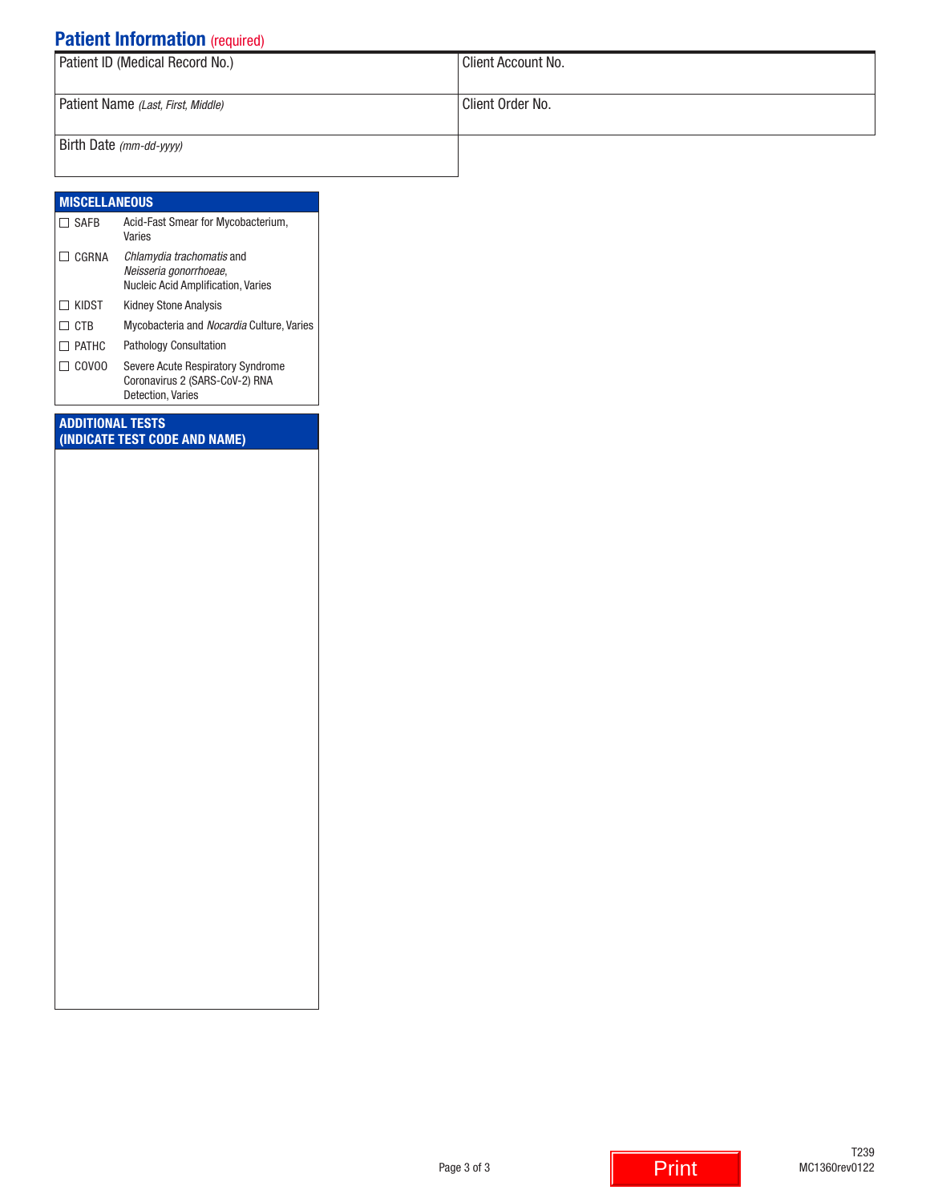## Patient Information (required)

| | |
|---|---|
| Patient ID (Medical Record No.) | Client Account No. |
| Patient Name *(Last, First, Middle)* | Client Order No. |
| Birth Date *(mm-dd-yyyy)* | |

### MISCELLANEOUS

| | |
|---|---|
| ☐ SAFB | Acid-Fast Smear for Mycobacterium, Varies |
| ☐ CGRNA | *Chlamydia trachomatis* and *Neisseria gonorrhoeae*, Nucleic Acid Amplification, Varies |
| ☐ KIDST | Kidney Stone Analysis |
| ☐ CTB | Mycobacteria and *Nocardia* Culture, Varies |
| ☐ PATHC | Pathology Consultation |
| ☐ COVOO | Severe Acute Respiratory Syndrome Coronavirus 2 (SARS-CoV-2) RNA Detection, Varies |

### ADDITIONAL TESTS (INDICATE TEST CODE AND NAME)

Print

T239
MC1360rev0122